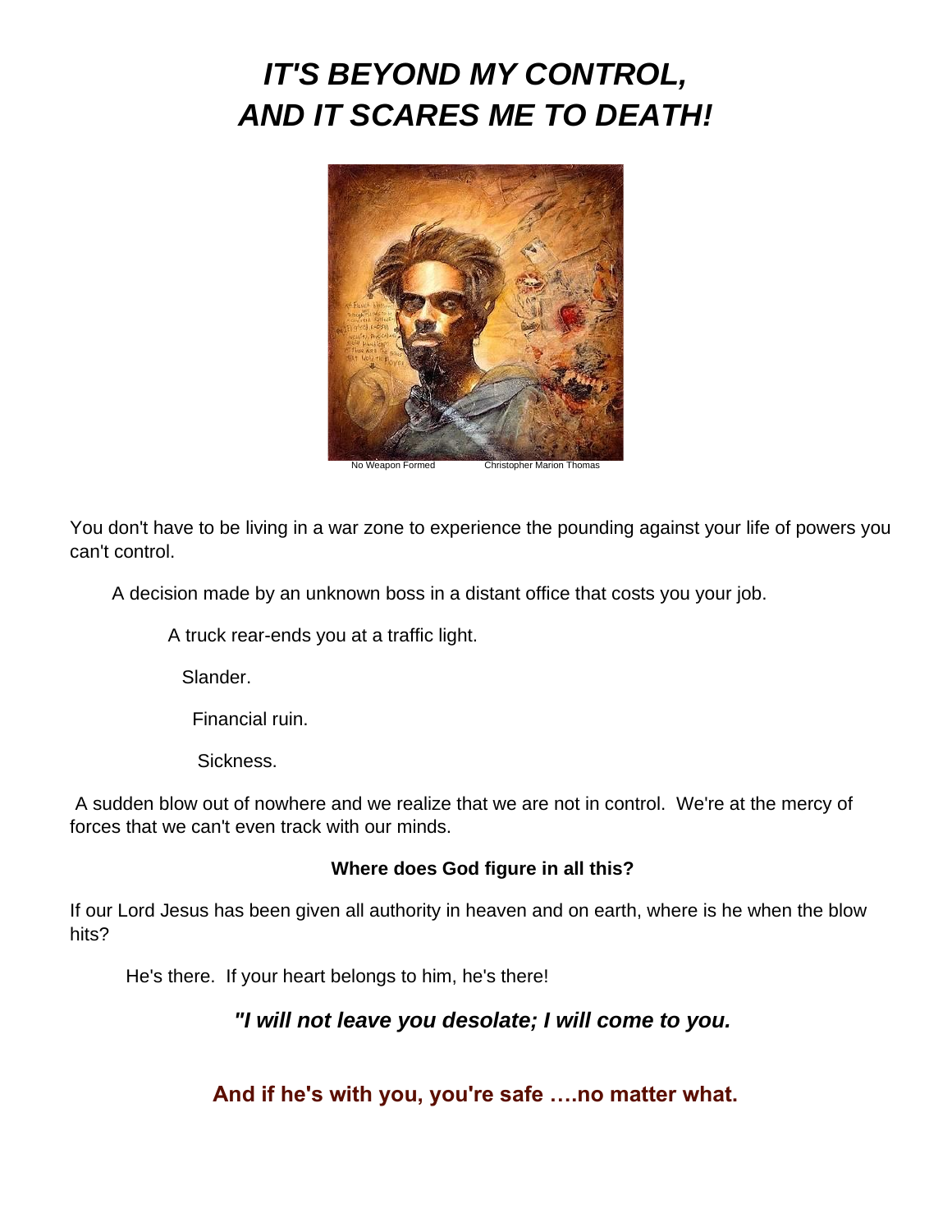# *IT'S BEYOND MY CONTROL, AND IT SCARES ME TO DEATH!*

No Weapon Formed Christopher Marion Thomas

You don't have to be living in a war zone to experience the pounding against your life of powers you can't control.

A decision made by an unknown boss in a distant office that costs you your job.

A truck rear-ends you at a traffic light.

Slander.

Financial ruin.

Sickness.

A sudden blow out of nowhere and we realize that we are not in control. We're at the mercy of forces that we can't even track with our minds.

**Where does God figure in all this?**

If our Lord Jesus has been given all authority in heaven and on earth, where is he when the blow hits?

He's there. If your heart belongs to him, he's there!

***"I will not leave you desolate; I will come to you.***

**And if he's with you, you're safe ….no matter what.**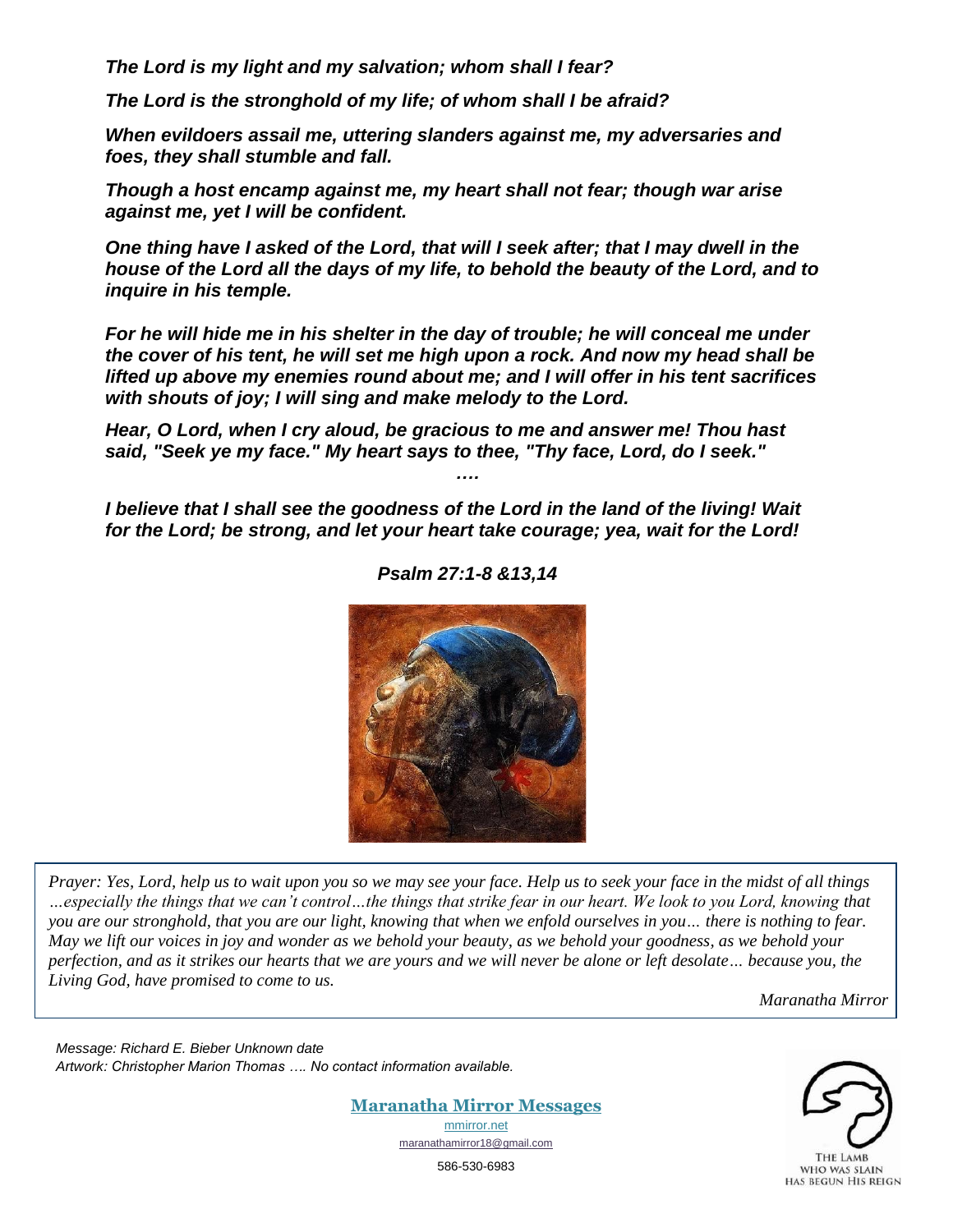***The Lord is my light and my salvation; whom shall I fear?***

***The Lord is the stronghold of my life; of whom shall I be afraid?***

***When evildoers assail me, uttering slanders against me, my adversaries and foes, they shall stumble and fall.***

***Though a host encamp against me, my heart shall not fear; though war arise against me, yet I will be confident.***

***One thing have I asked of the Lord, that will I seek after; that I may dwell in the house of the Lord all the days of my life, to behold the beauty of the Lord, and to inquire in his temple.***

***For he will hide me in his shelter in the day of trouble; he will conceal me under the cover of his tent, he will set me high upon a rock. And now my head shall be lifted up above my enemies round about me; and I will offer in his tent sacrifices with shouts of joy; I will sing and make melody to the Lord.***

***Hear, O Lord, when I cry aloud, be gracious to me and answer me! Thou hast said, "Seek ye my face." My heart says to thee, "Thy face, Lord, do I seek."***

***….***

***I believe that I shall see the goodness of the Lord in the land of the living! Wait for the Lord; be strong, and let your heart take courage; yea, wait for the Lord!***

***Psalm 27:1-8 &13,14***

*Prayer: Yes, Lord, help us to wait upon you so we may see your face. Help us to seek your face in the midst of all things …especially the things that we can't control…the things that strike fear in our heart. We look to you Lord, knowing that you are our stronghold, that you are our light, knowing that when we enfold ourselves in you… there is nothing to fear. May we lift our voices in joy and wonder as we behold your beauty, as we behold your goodness, as we behold your perfection, and as it strikes our hearts that we are yours and we will never be alone or left desolate… because you, the Living God, have promised to come to us.*

*Maranatha Mirror*

*Message: Richard E. Bieber Unknown date*
*Artwork: Christopher Marion Thomas …. No contact information available.*

**Maranatha Mirror Messages**

mmirror.net

maranathamirror18@gmail.com

586-530-6983

THE LAMB WHO WAS SLAIN HAS BEGUN HIS REIGN